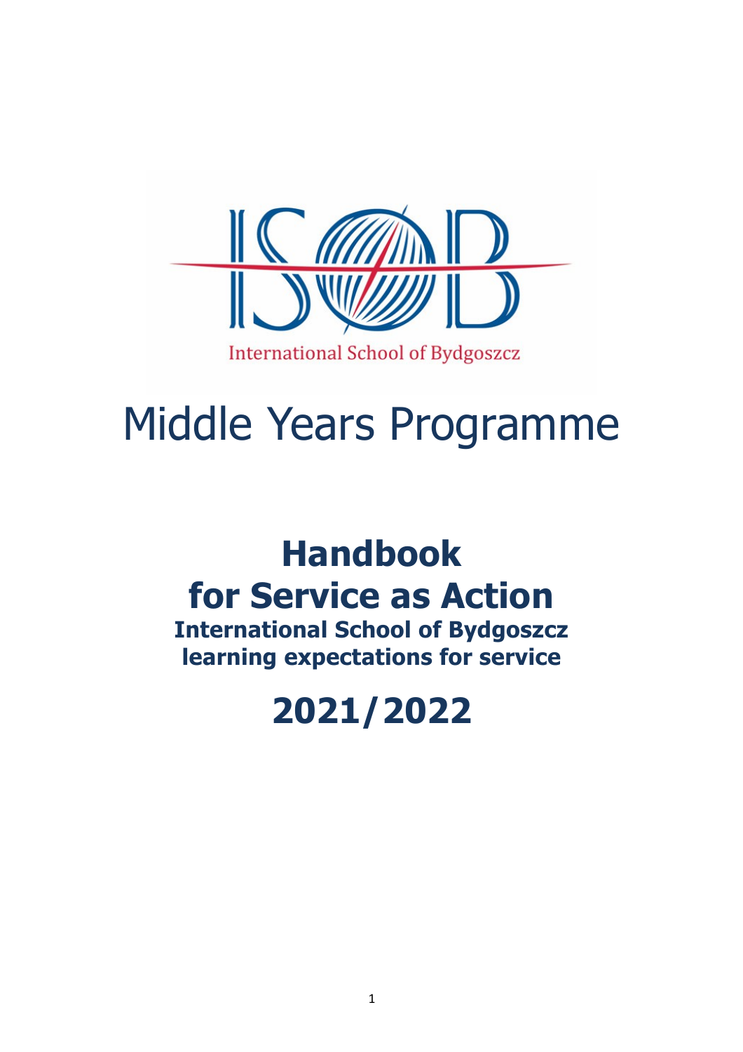International School of Bydgoszcz

# Middle Years Programme

# Handbook for Service as Action

## International School of Bydgoszcz learning expectations for service

# 2021/2022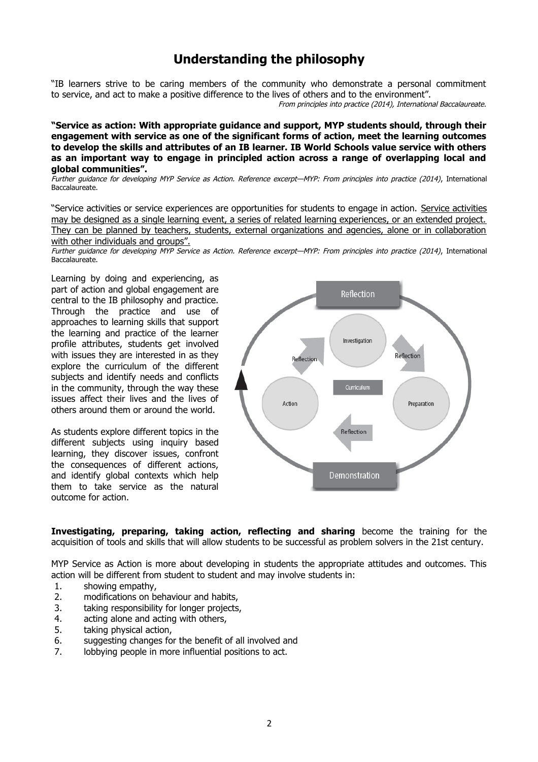# Understanding the philosophy

"IB learners strive to be caring members of the community who demonstrate a personal commitment to service, and act to make a positive difference to the lives of others and to the environment".

*From principles into practice (2014), International Baccalaureate.*

**"Service as action: With appropriate guidance and support, MYP students should, through their engagement with service as one of the significant forms of action, meet the learning outcomes to develop the skills and attributes of an IB learner. IB World Schools value service with others as an important way to engage in principled action across a range of overlapping local and global communities".**

*Further guidance for developing MYP Service as Action. Reference excerpt—MYP: From principles into practice (2014)*, International Baccalaureate.

"Service activities or service experiences are opportunities for students to engage in action. Service activities may be designed as a single learning event, a series of related learning experiences, or an extended project. They can be planned by teachers, students, external organizations and agencies, alone or in collaboration with other individuals and groups".

*Further guidance for developing MYP Service as Action. Reference excerpt—MYP: From principles into practice (2014)*, International Baccalaureate.

Learning by doing and experiencing, as part of action and global engagement are central to the IB philosophy and practice. Through the practice and use of approaches to learning skills that support the learning and practice of the learner profile attributes, students get involved with issues they are interested in as they explore the curriculum of the different subjects and identify needs and conflicts in the community, through the way these issues affect their lives and the lives of others around them or around the world.

As students explore different topics in the different subjects using inquiry based learning, they discover issues, confront the consequences of different actions, and identify global contexts which help them to take service as the natural outcome for action.

Reflection

Investigation

Reflection

Reflection

Curriculum

Action

Preparation

Reflection

Demonstration

**Investigating, preparing, taking action, reflecting and sharing** become the training for the acquisition of tools and skills that will allow students to be successful as problem solvers in the 21st century.

MYP Service as Action is more about developing in students the appropriate attitudes and outcomes. This action will be different from student to student and may involve students in:

1. showing empathy,
2. modifications on behaviour and habits,
3. taking responsibility for longer projects,
4. acting alone and acting with others,
5. taking physical action,
6. suggesting changes for the benefit of all involved and
7. lobbying people in more influential positions to act.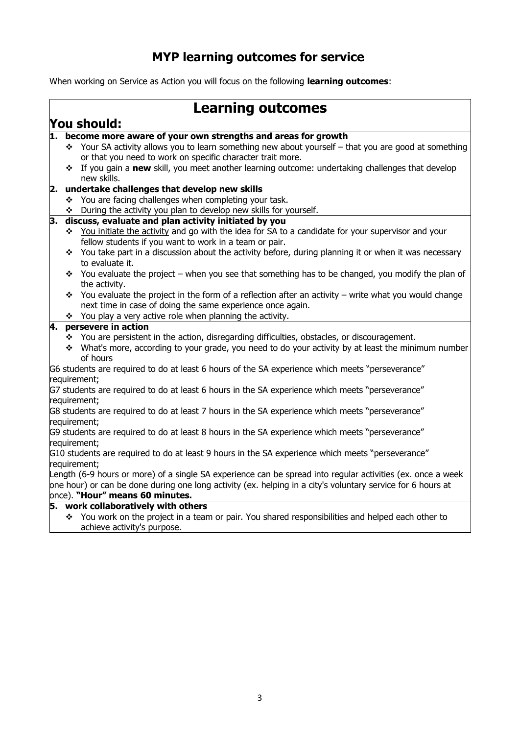# MYP learning outcomes for service

When working on Service as Action you will focus on the following **learning outcomes**:

## Learning outcomes

## You should:

**1. become more aware of your own strengths and areas for growth**

- ❖ Your SA activity allows you to learn something new about yourself – that you are good at something or that you need to work on specific character trait more.
- ❖ If you gain a **new** skill, you meet another learning outcome: undertaking challenges that develop new skills.

**2. undertake challenges that develop new skills**

- ❖ You are facing challenges when completing your task.
- ❖ During the activity you plan to develop new skills for yourself.

**3. discuss, evaluate and plan activity initiated by you**

- ❖ You initiate the activity and go with the idea for SA to a candidate for your supervisor and your fellow students if you want to work in a team or pair.
- ❖ You take part in a discussion about the activity before, during planning it or when it was necessary to evaluate it.
- ❖ You evaluate the project – when you see that something has to be changed, you modify the plan of the activity.
- ❖ You evaluate the project in the form of a reflection after an activity – write what you would change next time in case of doing the same experience once again.
- ❖ You play a very active role when planning the activity.

**4. persevere in action**

- ❖ You are persistent in the action, disregarding difficulties, obstacles, or discouragement.
- ❖ What's more, according to your grade, you need to do your activity by at least the minimum number of hours

G6 students are required to do at least 6 hours of the SA experience which meets "perseverance" requirement;

G7 students are required to do at least 6 hours in the SA experience which meets "perseverance" requirement;

G8 students are required to do at least 7 hours in the SA experience which meets "perseverance" requirement;

G9 students are required to do at least 8 hours in the SA experience which meets "perseverance" requirement;

G10 students are required to do at least 9 hours in the SA experience which meets "perseverance" requirement;

Length (6-9 hours or more) of a single SA experience can be spread into regular activities (ex. once a week one hour) or can be done during one long activity (ex. helping in a city's voluntary service for 6 hours at once). **"Hour" means 60 minutes.**

**5. work collaboratively with others**

- ❖ You work on the project in a team or pair. You shared responsibilities and helped each other to achieve activity's purpose.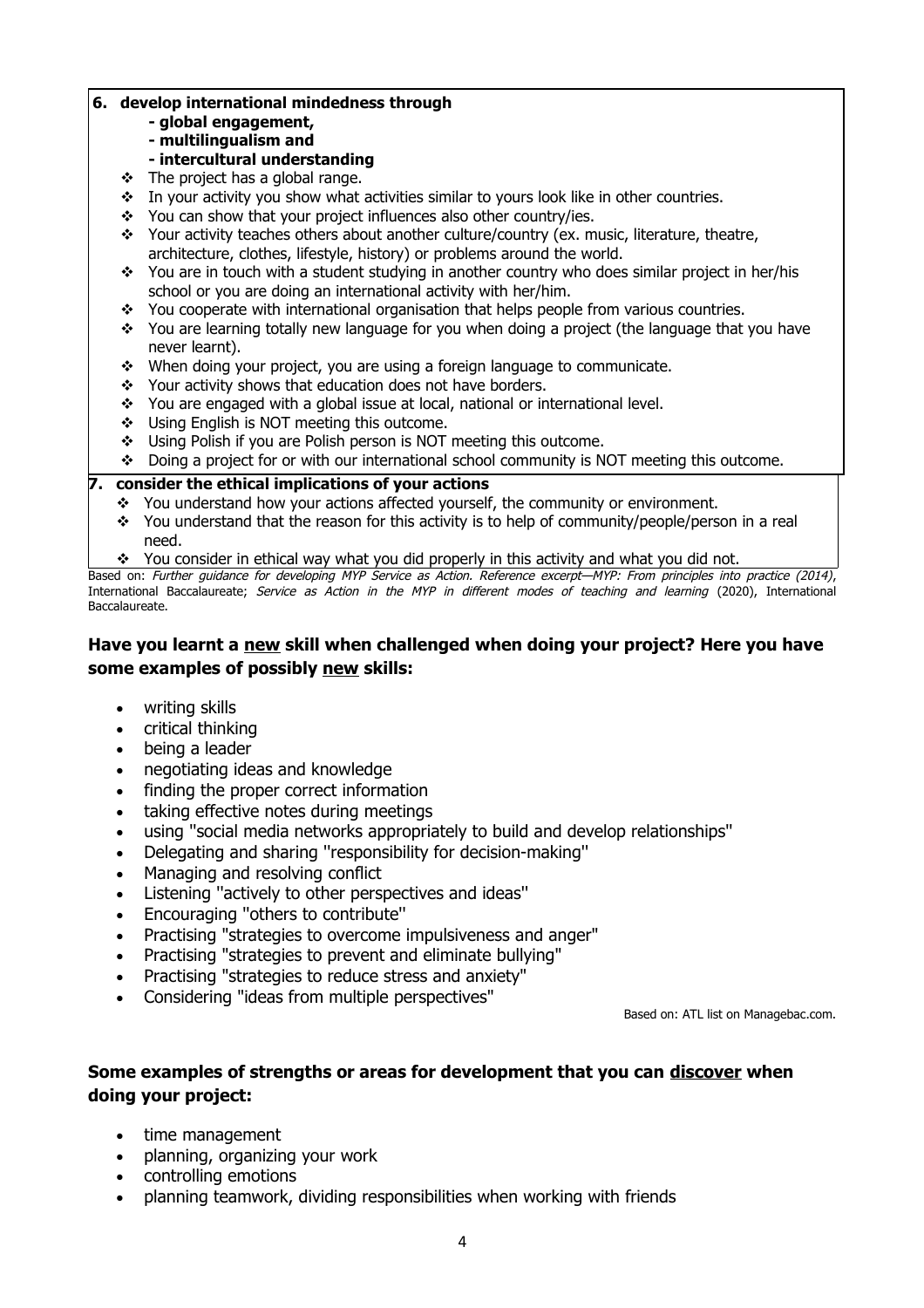**6. develop international mindedness through**
**- global engagement,**
**- multilingualism and**
**- intercultural understanding**

- The project has a global range.
- In your activity you show what activities similar to yours look like in other countries.
- You can show that your project influences also other country/ies.
- Your activity teaches others about another culture/country (ex. music, literature, theatre, architecture, clothes, lifestyle, history) or problems around the world.
- You are in touch with a student studying in another country who does similar project in her/his school or you are doing an international activity with her/him.
- You cooperate with international organisation that helps people from various countries.
- You are learning totally new language for you when doing a project (the language that you have never learnt).
- When doing your project, you are using a foreign language to communicate.
- Your activity shows that education does not have borders.
- You are engaged with a global issue at local, national or international level.
- Using English is NOT meeting this outcome.
- Using Polish if you are Polish person is NOT meeting this outcome.
- Doing a project for or with our international school community is NOT meeting this outcome.

**7. consider the ethical implications of your actions**

- You understand how your actions affected yourself, the community or environment.
- You understand that the reason for this activity is to help of community/people/person in a real need.
- You consider in ethical way what you did properly in this activity and what you did not.

Based on: *Further guidance for developing MYP Service as Action. Reference excerpt—MYP: From principles into practice (2014)*, International Baccalaureate; *Service as Action in the MYP in different modes of teaching and learning* (2020), International Baccalaureate.

### Have you learnt a <u>new</u> skill when challenged when doing your project? Here you have some examples of possibly <u>new</u> skills:

- writing skills
- critical thinking
- being a leader
- negotiating ideas and knowledge
- finding the proper correct information
- taking effective notes during meetings
- using "social media networks appropriately to build and develop relationships"
- Delegating and sharing "responsibility for decision-making"
- Managing and resolving conflict
- Listening "actively to other perspectives and ideas"
- Encouraging "others to contribute"
- Practising "strategies to overcome impulsiveness and anger"
- Practising "strategies to prevent and eliminate bullying"
- Practising "strategies to reduce stress and anxiety"
- Considering "ideas from multiple perspectives"

Based on: ATL list on Managebac.com.

### Some examples of strengths or areas for development that you can <u>discover</u> when doing your project:

- time management
- planning, organizing your work
- controlling emotions
- planning teamwork, dividing responsibilities when working with friends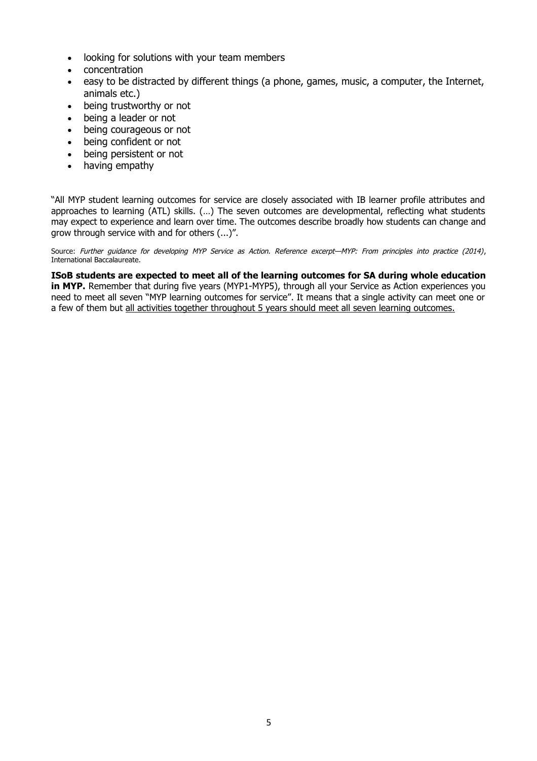- looking for solutions with your team members
- concentration
- easy to be distracted by different things (a phone, games, music, a computer, the Internet, animals etc.)
- being trustworthy or not
- being a leader or not
- being courageous or not
- being confident or not
- being persistent or not
- having empathy

"All MYP student learning outcomes for service are closely associated with IB learner profile attributes and approaches to learning (ATL) skills. (…) The seven outcomes are developmental, reflecting what students may expect to experience and learn over time. The outcomes describe broadly how students can change and grow through service with and for others (...)".

Source: *Further guidance for developing MYP Service as Action. Reference excerpt—MYP: From principles into practice (2014)*, International Baccalaureate.

**ISoB students are expected to meet all of the learning outcomes for SA during whole education in MYP.** Remember that during five years (MYP1-MYP5), through all your Service as Action experiences you need to meet all seven "MYP learning outcomes for service". It means that a single activity can meet one or a few of them but <u>all activities together throughout 5 years should meet all seven learning outcomes.</u>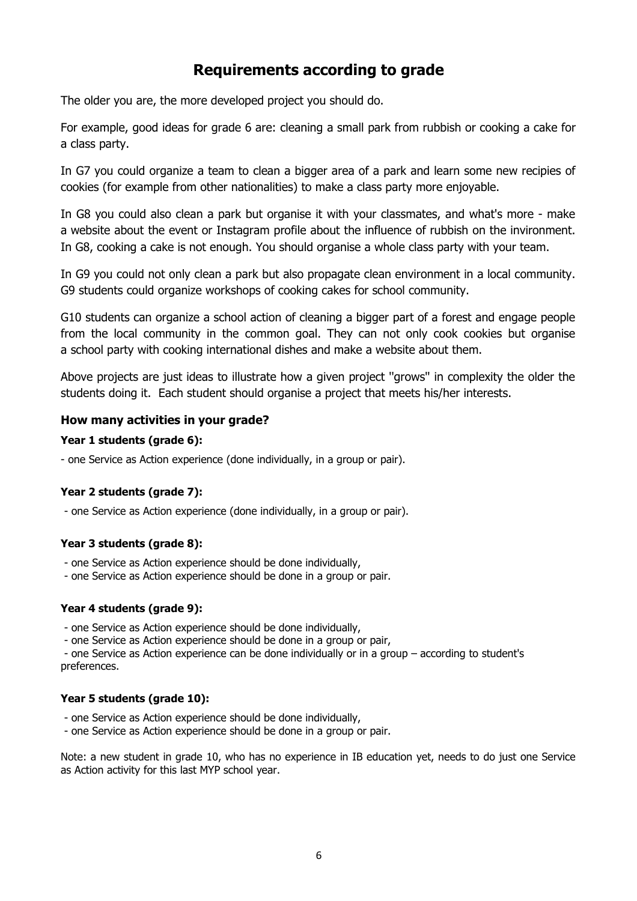# Requirements according to grade

The older you are, the more developed project you should do.

For example, good ideas for grade 6 are: cleaning a small park from rubbish or cooking a cake for a class party.

In G7 you could organize a team to clean a bigger area of a park and learn some new recipies of cookies (for example from other nationalities) to make a class party more enjoyable.

In G8 you could also clean a park but organise it with your classmates, and what's more - make a website about the event or Instagram profile about the influence of rubbish on the inviron­ment. In G8, cooking a cake is not enough. You should organise a whole class party with your team.

In G9 you could not only clean a park but also propagate clean environment in a local community. G9 students could organize workshops of cooking cakes for school community.

G10 students can organize a school action of cleaning a bigger part of a forest and engage people from the local community in the common goal. They can not only cook cookies but organise a school party with cooking international dishes and make a website about them.

Above projects are just ideas to illustrate how a given project ''grows'' in complexity the older the students doing it. Each student should organise a project that meets his/her interests.

### How many activities in your grade?

**Year 1 students (grade 6):**

- one Service as Action experience (done individually, in a group or pair).

**Year 2 students (grade 7):**

- one Service as Action experience (done individually, in a group or pair).

**Year 3 students (grade 8):**

- one Service as Action experience should be done individually,
- one Service as Action experience should be done in a group or pair.

**Year 4 students (grade 9):**

- one Service as Action experience should be done individually,
- one Service as Action experience should be done in a group or pair,
- one Service as Action experience can be done individually or in a group – according to student's preferences.

**Year 5 students (grade 10):**

- one Service as Action experience should be done individually,
- one Service as Action experience should be done in a group or pair.

Note: a new student in grade 10, who has no experience in IB education yet, needs to do just one Service as Action activity for this last MYP school year.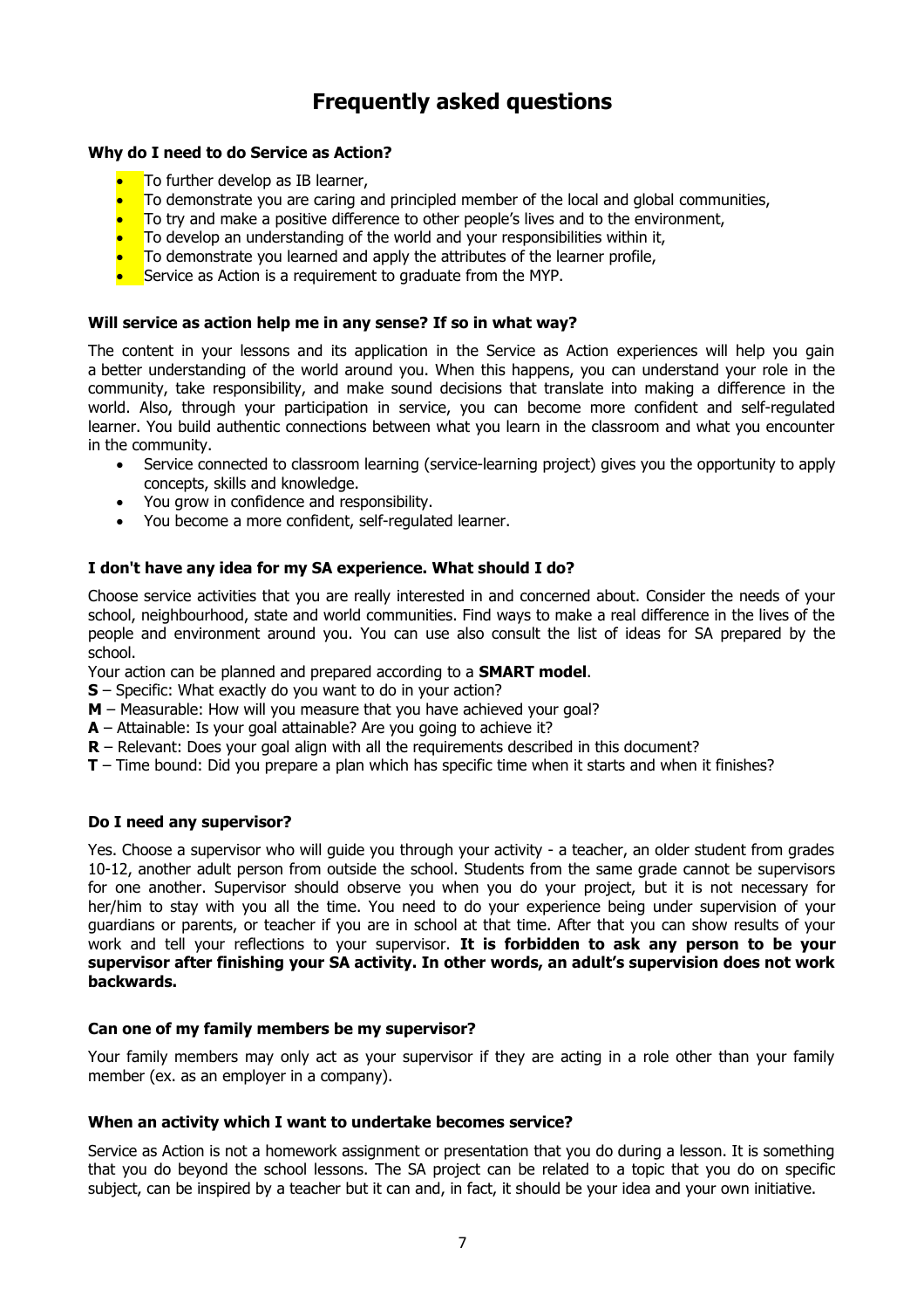# Frequently asked questions

**Why do I need to do Service as Action?**

- To further develop as IB learner,
- To demonstrate you are caring and principled member of the local and global communities,
- To try and make a positive difference to other people's lives and to the environment,
- To develop an understanding of the world and your responsibilities within it,
- To demonstrate you learned and apply the attributes of the learner profile,
- Service as Action is a requirement to graduate from the MYP.

**Will service as action help me in any sense? If so in what way?**

The content in your lessons and its application in the Service as Action experiences will help you gain a better understanding of the world around you. When this happens, you can understand your role in the community, take responsibility, and make sound decisions that translate into making a difference in the world. Also, through your participation in service, you can become more confident and self-regulated learner. You build authentic connections between what you learn in the classroom and what you encounter in the community.

- Service connected to classroom learning (service-learning project) gives you the opportunity to apply concepts, skills and knowledge.
- You grow in confidence and responsibility.
- You become a more confident, self-regulated learner.

**I don't have any idea for my SA experience. What should I do?**

Choose service activities that you are really interested in and concerned about. Consider the needs of your school, neighbourhood, state and world communities. Find ways to make a real difference in the lives of the people and environment around you. You can use also consult the list of ideas for SA prepared by the school.

Your action can be planned and prepared according to a **SMART model**.

**S** – Specific: What exactly do you want to do in your action?
**M** – Measurable: How will you measure that you have achieved your goal?
**A** – Attainable: Is your goal attainable? Are you going to achieve it?
**R** – Relevant: Does your goal align with all the requirements described in this document?
**T** – Time bound: Did you prepare a plan which has specific time when it starts and when it finishes?

**Do I need any supervisor?**

Yes. Choose a supervisor who will guide you through your activity - a teacher, an older student from grades 10-12, another adult person from outside the school. Students from the same grade cannot be supervisors for one another. Supervisor should observe you when you do your project, but it is not necessary for her/him to stay with you all the time. You need to do your experience being under supervision of your guardians or parents, or teacher if you are in school at that time. After that you can show results of your work and tell your reflections to your supervisor. **It is forbidden to ask any person to be your supervisor after finishing your SA activity. In other words, an adult's supervision does not work backwards.**

**Can one of my family members be my supervisor?**

Your family members may only act as your supervisor if they are acting in a role other than your family member (ex. as an employer in a company).

**When an activity which I want to undertake becomes service?**

Service as Action is not a homework assignment or presentation that you do during a lesson. It is something that you do beyond the school lessons. The SA project can be related to a topic that you do on specific subject, can be inspired by a teacher but it can and, in fact, it should be your idea and your own initiative.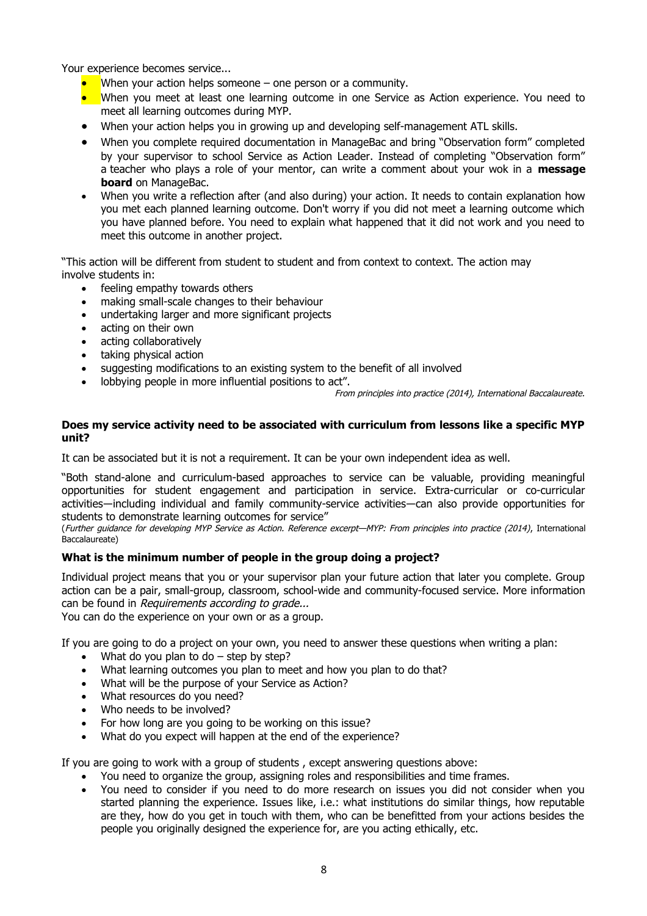Your experience becomes service...

- When your action helps someone – one person or a community.
- When you meet at least one learning outcome in one Service as Action experience. You need to meet all learning outcomes during MYP.
- When your action helps you in growing up and developing self-management ATL skills.
- When you complete required documentation in ManageBac and bring "Observation form" completed by your supervisor to school Service as Action Leader. Instead of completing "Observation form" a teacher who plays a role of your mentor, can write a comment about your wok in a **message board** on ManageBac.
- When you write a reflection after (and also during) your action. It needs to contain explanation how you met each planned learning outcome. Don't worry if you did not meet a learning outcome which you have planned before. You need to explain what happened that it did not work and you need to meet this outcome in another project.

"This action will be different from student to student and from context to context. The action may involve students in:

- feeling empathy towards others
- making small-scale changes to their behaviour
- undertaking larger and more significant projects
- acting on their own
- acting collaboratively
- taking physical action
- suggesting modifications to an existing system to the benefit of all involved
- lobbying people in more influential positions to act".

*From principles into practice (2014), International Baccalaureate.*

**Does my service activity need to be associated with curriculum from lessons like a specific MYP unit?**

It can be associated but it is not a requirement. It can be your own independent idea as well.

"Both stand-alone and curriculum-based approaches to service can be valuable, providing meaningful opportunities for student engagement and participation in service. Extra-curricular or co-curricular activities—including individual and family community-service activities—can also provide opportunities for students to demonstrate learning outcomes for service"
(*Further guidance for developing MYP Service as Action. Reference excerpt—MYP: From principles into practice (2014)*, International Baccalaureate)

**What is the minimum number of people in the group doing a project?**

Individual project means that you or your supervisor plan your future action that later you complete. Group action can be a pair, small-group, classroom, school-wide and community-focused service. More information can be found in *Requirements according to grade...*
You can do the experience on your own or as a group.

If you are going to do a project on your own, you need to answer these questions when writing a plan:

- What do you plan to do – step by step?
- What learning outcomes you plan to meet and how you plan to do that?
- What will be the purpose of your Service as Action?
- What resources do you need?
- Who needs to be involved?
- For how long are you going to be working on this issue?
- What do you expect will happen at the end of the experience?

If you are going to work with a group of students , except answering questions above:

- You need to organize the group, assigning roles and responsibilities and time frames.
- You need to consider if you need to do more research on issues you did not consider when you started planning the experience. Issues like, i.e.: what institutions do similar things, how reputable are they, how do you get in touch with them, who can be benefitted from your actions besides the people you originally designed the experience for, are you acting ethically, etc.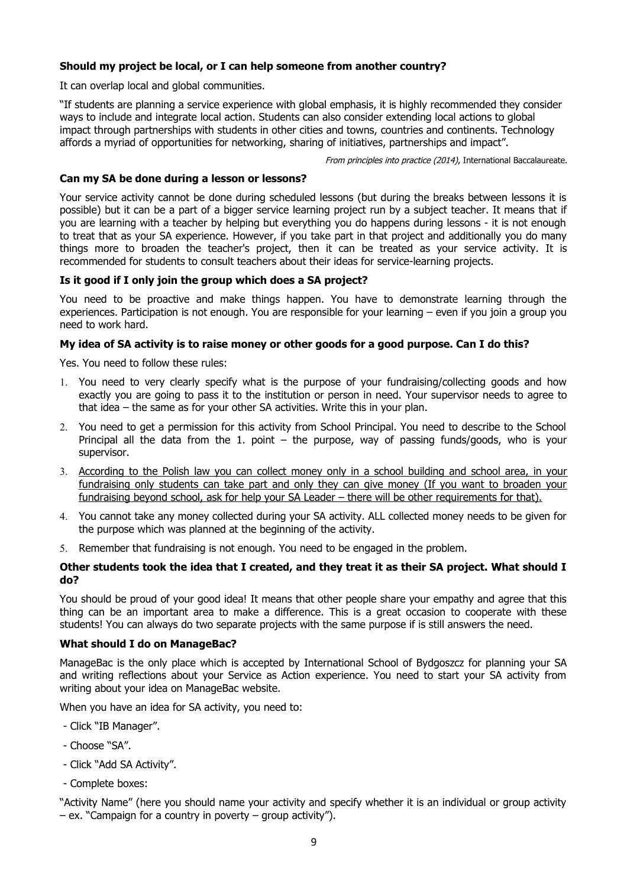**Should my project be local, or I can help someone from another country?**

It can overlap local and global communities.

"If students are planning a service experience with global emphasis, it is highly recommended they consider ways to include and integrate local action. Students can also consider extending local actions to global impact through partnerships with students in other cities and towns, countries and continents. Technology affords a myriad of opportunities for networking, sharing of initiatives, partnerships and impact".

*From principles into practice (2014)*, International Baccalaureate.

**Can my SA be done during a lesson or lessons?**

Your service activity cannot be done during scheduled lessons (but during the breaks between lessons it is possible) but it can be a part of a bigger service learning project run by a subject teacher. It means that if you are learning with a teacher by helping but everything you do happens during lessons - it is not enough to treat that as your SA experience. However, if you take part in that project and additionally you do many things more to broaden the teacher's project, then it can be treated as your service activity. It is recommended for students to consult teachers about their ideas for service-learning projects.

**Is it good if I only join the group which does a SA project?**

You need to be proactive and make things happen. You have to demonstrate learning through the experiences. Participation is not enough. You are responsible for your learning – even if you join a group you need to work hard.

**My idea of SA activity is to raise money or other goods for a good purpose. Can I do this?**

Yes. You need to follow these rules:

1. You need to very clearly specify what is the purpose of your fundraising/collecting goods and how exactly you are going to pass it to the institution or person in need. Your supervisor needs to agree to that idea – the same as for your other SA activities. Write this in your plan.
2. You need to get a permission for this activity from School Principal. You need to describe to the School Principal all the data from the 1. point – the purpose, way of passing funds/goods, who is your supervisor.
3. According to the Polish law you can collect money only in a school building and school area, in your fundraising only students can take part and only they can give money (If you want to broaden your fundraising beyond school, ask for help your SA Leader – there will be other requirements for that).
4. You cannot take any money collected during your SA activity. ALL collected money needs to be given for the purpose which was planned at the beginning of the activity.
5. Remember that fundraising is not enough. You need to be engaged in the problem.

**Other students took the idea that I created, and they treat it as their SA project. What should I do?**

You should be proud of your good idea! It means that other people share your empathy and agree that this thing can be an important area to make a difference. This is a great occasion to cooperate with these students! You can always do two separate projects with the same purpose if is still answers the need.

**What should I do on ManageBac?**

ManageBac is the only place which is accepted by International School of Bydgoszcz for planning your SA and writing reflections about your Service as Action experience. You need to start your SA activity from writing about your idea on ManageBac website.

When you have an idea for SA activity, you need to:

- Click "IB Manager".
- Choose "SA".
- Click "Add SA Activity".
- Complete boxes:

"Activity Name" (here you should name your activity and specify whether it is an individual or group activity – ex. "Campaign for a country in poverty – group activity").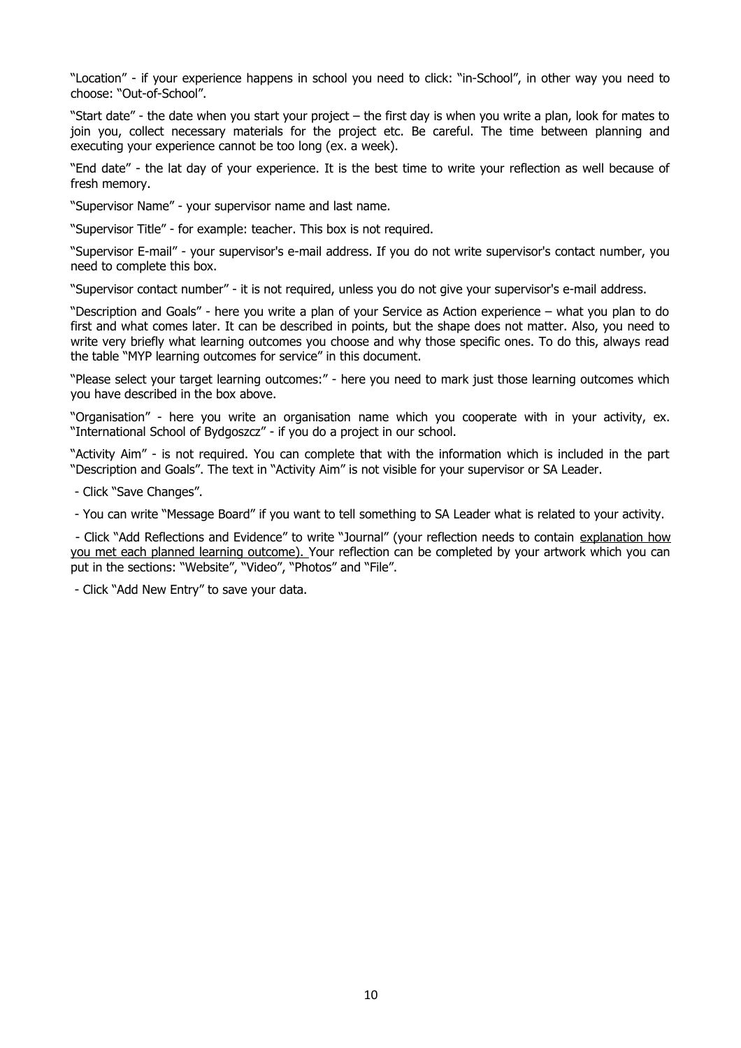"Location" - if your experience happens in school you need to click: "in-School", in other way you need to choose: "Out-of-School".

"Start date" - the date when you start your project – the first day is when you write a plan, look for mates to join you, collect necessary materials for the project etc. Be careful. The time between planning and executing your experience cannot be too long (ex. a week).

"End date" - the lat day of your experience. It is the best time to write your reflection as well because of fresh memory.

"Supervisor Name" - your supervisor name and last name.

"Supervisor Title" - for example: teacher. This box is not required.

"Supervisor E-mail" - your supervisor's e-mail address. If you do not write supervisor's contact number, you need to complete this box.

"Supervisor contact number" - it is not required, unless you do not give your supervisor's e-mail address.

"Description and Goals" - here you write a plan of your Service as Action experience – what you plan to do first and what comes later. It can be described in points, but the shape does not matter. Also, you need to write very briefly what learning outcomes you choose and why those specific ones. To do this, always read the table "MYP learning outcomes for service" in this document.

"Please select your target learning outcomes:" - here you need to mark just those learning outcomes which you have described in the box above.

"Organisation" - here you write an organisation name which you cooperate with in your activity, ex. "International School of Bydgoszcz" - if you do a project in our school.

"Activity Aim" - is not required. You can complete that with the information which is included in the part "Description and Goals". The text in "Activity Aim" is not visible for your supervisor or SA Leader.

- Click "Save Changes".
- You can write "Message Board" if you want to tell something to SA Leader what is related to your activity.
- Click "Add Reflections and Evidence" to write "Journal" (your reflection needs to contain <u>explanation how you met each planned learning outcome).</u> Your reflection can be completed by your artwork which you can put in the sections: "Website", "Video", "Photos" and "File".
- Click "Add New Entry" to save your data.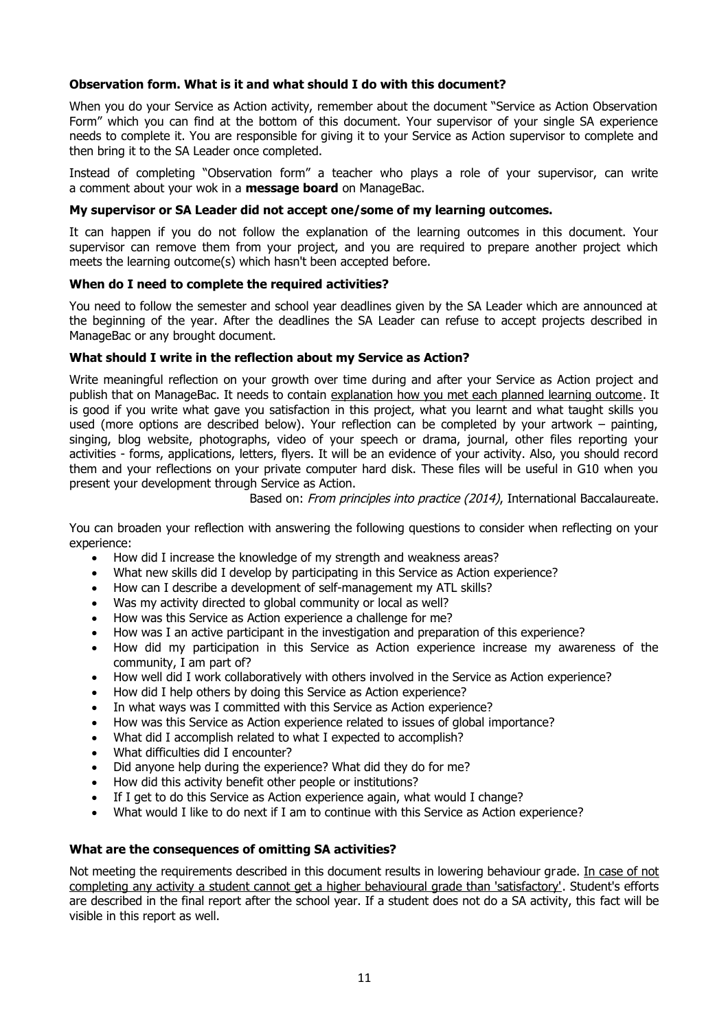**Observation form. What is it and what should I do with this document?**

When you do your Service as Action activity, remember about the document "Service as Action Observation Form" which you can find at the bottom of this document. Your supervisor of your single SA experience needs to complete it. You are responsible for giving it to your Service as Action supervisor to complete and then bring it to the SA Leader once completed.

Instead of completing "Observation form" a teacher who plays a role of your supervisor, can write a comment about your wok in a **message board** on ManageBac.

**My supervisor or SA Leader did not accept one/some of my learning outcomes.**

It can happen if you do not follow the explanation of the learning outcomes in this document. Your supervisor can remove them from your project, and you are required to prepare another project which meets the learning outcome(s) which hasn't been accepted before.

**When do I need to complete the required activities?**

You need to follow the semester and school year deadlines given by the SA Leader which are announced at the beginning of the year. After the deadlines the SA Leader can refuse to accept projects described in ManageBac or any brought document.

**What should I write in the reflection about my Service as Action?**

Write meaningful reflection on your growth over time during and after your Service as Action project and publish that on ManageBac. It needs to contain explanation how you met each planned learning outcome. It is good if you write what gave you satisfaction in this project, what you learnt and what taught skills you used (more options are described below). Your reflection can be completed by your artwork – painting, singing, blog website, photographs, video of your speech or drama, journal, other files reporting your activities - forms, applications, letters, flyers. It will be an evidence of your activity. Also, you should record them and your reflections on your private computer hard disk. These files will be useful in G10 when you present your development through Service as Action.

Based on: *From principles into practice (2014)*, International Baccalaureate.

You can broaden your reflection with answering the following questions to consider when reflecting on your experience:

- How did I increase the knowledge of my strength and weakness areas?
- What new skills did I develop by participating in this Service as Action experience?
- How can I describe a development of self-management my ATL skills?
- Was my activity directed to global community or local as well?
- How was this Service as Action experience a challenge for me?
- How was I an active participant in the investigation and preparation of this experience?
- How did my participation in this Service as Action experience increase my awareness of the community, I am part of?
- How well did I work collaboratively with others involved in the Service as Action experience?
- How did I help others by doing this Service as Action experience?
- In what ways was I committed with this Service as Action experience?
- How was this Service as Action experience related to issues of global importance?
- What did I accomplish related to what I expected to accomplish?
- What difficulties did I encounter?
- Did anyone help during the experience? What did they do for me?
- How did this activity benefit other people or institutions?
- If I get to do this Service as Action experience again, what would I change?
- What would I like to do next if I am to continue with this Service as Action experience?

**What are the consequences of omitting SA activities?**

Not meeting the requirements described in this document results in lowering behaviour grade. In case of not completing any activity a student cannot get a higher behavioural grade than 'satisfactory'. Student's efforts are described in the final report after the school year. If a student does not do a SA activity, this fact will be visible in this report as well.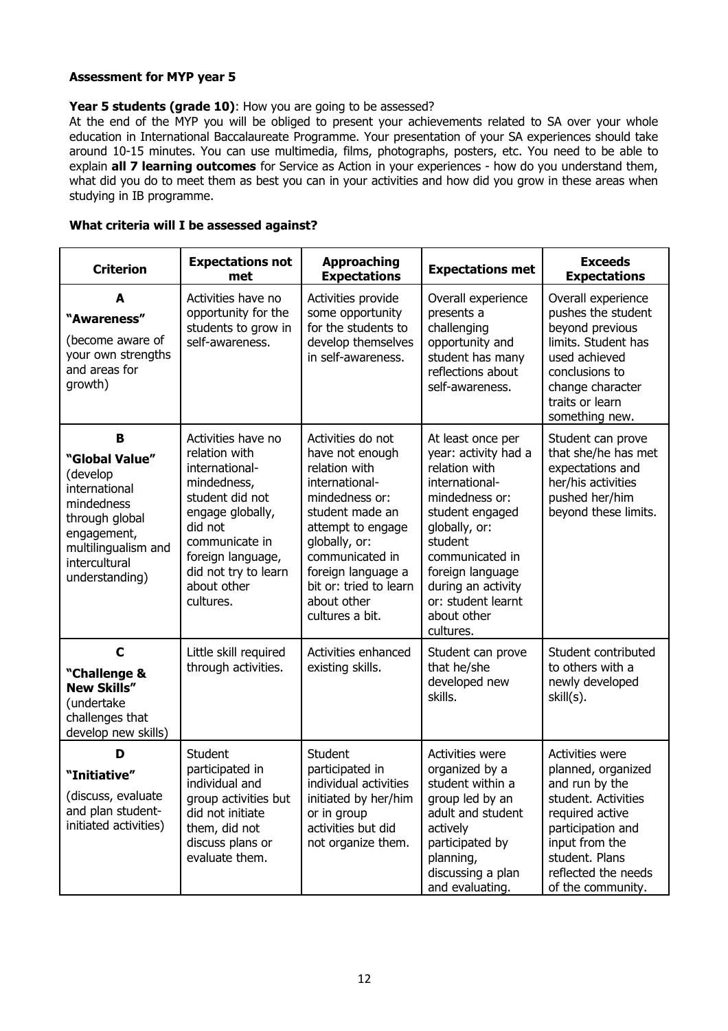**Assessment for MYP year 5**

**Year 5 students (grade 10)**: How you are going to be assessed?

At the end of the MYP you will be obliged to present your achievements related to SA over your whole education in International Baccalaureate Programme. Your presentation of your SA experiences should take around 10-15 minutes. You can use multimedia, films, photographs, posters, etc. You need to be able to explain **all 7 learning outcomes** for Service as Action in your experiences - how do you understand them, what did you do to meet them as best you can in your activities and how did you grow in these areas when studying in IB programme.

**What criteria will I be assessed against?**

| Criterion | Expectations not met | Approaching Expectations | Expectations met | Exceeds Expectations |
|---|---|---|---|---|
| **A** **"Awareness"** (become aware of your own strengths and areas for growth) | Activities have no opportunity for the students to grow in self-awareness. | Activities provide some opportunity for the students to develop themselves in self-awareness. | Overall experience presents a challenging opportunity and student has many reflections about self-awareness. | Overall experience pushes the student beyond previous limits. Student has used achieved conclusions to change character traits or learn something new. |
| **B** **"Global Value"** (develop international mindedness through global engagement, multilingualism and intercultural understanding) | Activities have no relation with international-mindedness, student did not engage globally, did not communicate in foreign language, did not try to learn about other cultures. | Activities do not have not enough relation with international-mindedness or: student made an attempt to engage globally, or: communicated in foreign language a bit or: tried to learn about other cultures a bit. | At least once per year: activity had a relation with international-mindedness or: student engaged globally, or: student communicated in foreign language during an activity or: student learnt about other cultures. | Student can prove that she/he has met expectations and her/his activities pushed her/him beyond these limits. |
| **C** **"Challenge & New Skills"** (undertake challenges that develop new skills) | Little skill required through activities. | Activities enhanced existing skills. | Student can prove that he/she developed new skills. | Student contributed to others with a newly developed skill(s). |
| **D** **"Initiative"** (discuss, evaluate and plan student-initiated activities) | Student participated in individual and group activities but did not initiate them, did not discuss plans or evaluate them. | Student participated in individual activities initiated by her/him or in group activities but did not organize them. | Activities were organized by a student within a group led by an adult and student actively participated by planning, discussing a plan and evaluating. | Activities were planned, organized and run by the student. Activities required active participation and input from the student. Plans reflected the needs of the community. |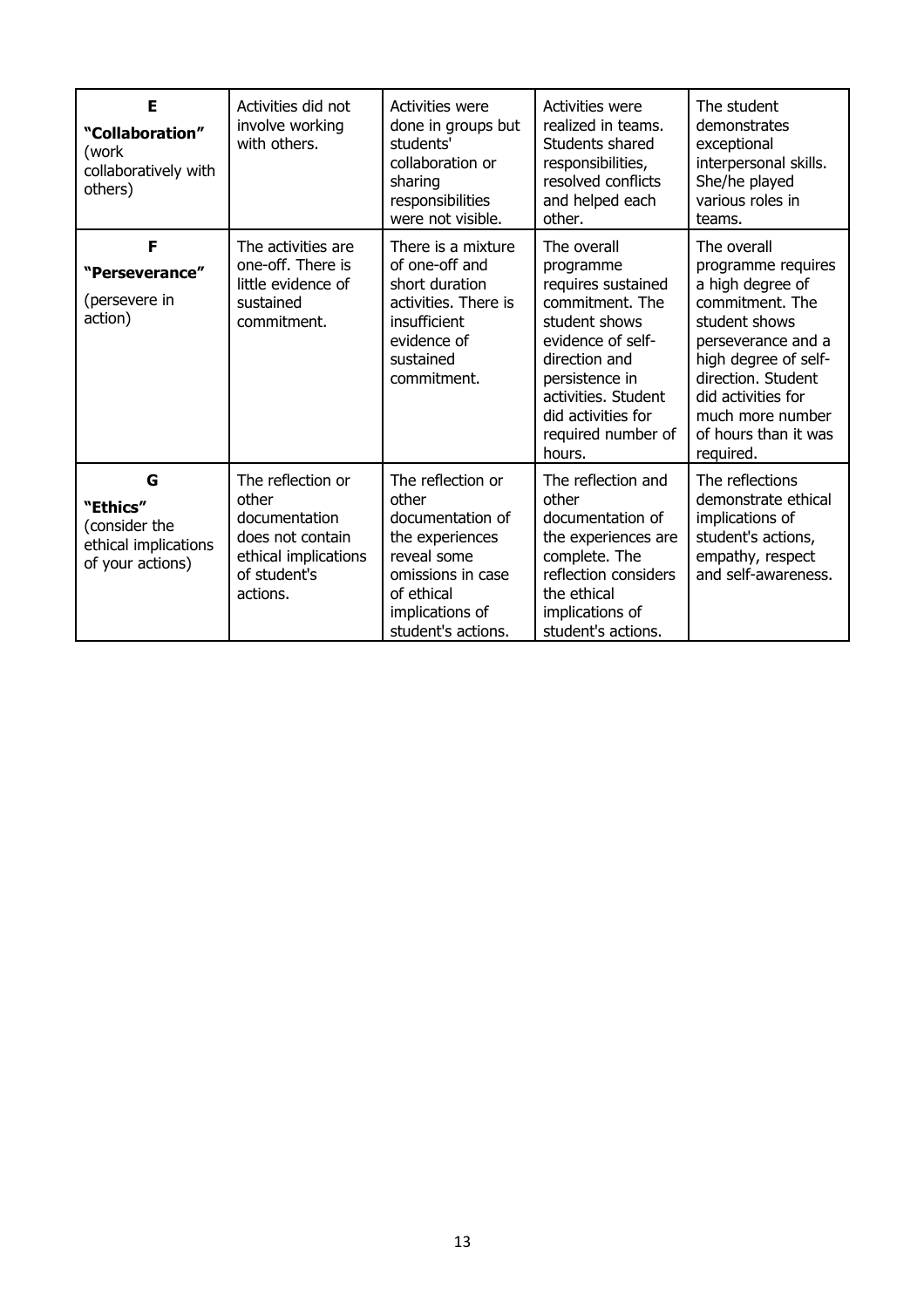| **E** **"Collaboration"** (work collaboratively with others) | Activities did not involve working with others. | Activities were done in groups but students' collaboration or sharing responsibilities were not visible. | Activities were realized in teams. Students shared responsibilities, resolved conflicts and helped each other. | The student demonstrates exceptional interpersonal skills. She/he played various roles in teams. |
|---|---|---|---|---|
| **F** **"Perseverance"** (persevere in action) | The activities are one-off. There is little evidence of sustained commitment. | There is a mixture of one-off and short duration activities. There is insufficient evidence of sustained commitment. | The overall programme requires sustained commitment. The student shows evidence of self-direction and persistence in activities. Student did activities for required number of hours. | The overall programme requires a high degree of commitment. The student shows perseverance and a high degree of self-direction. Student did activities for much more number of hours than it was required. |
| **G** **"Ethics"** (consider the ethical implications of your actions) | The reflection or other documentation does not contain ethical implications of student's actions. | The reflection or other documentation of the experiences reveal some omissions in case of ethical implications of student's actions. | The reflection and other documentation of the experiences are complete. The reflection considers the ethical implications of student's actions. | The reflections demonstrate ethical implications of student's actions, empathy, respect and self-awareness. |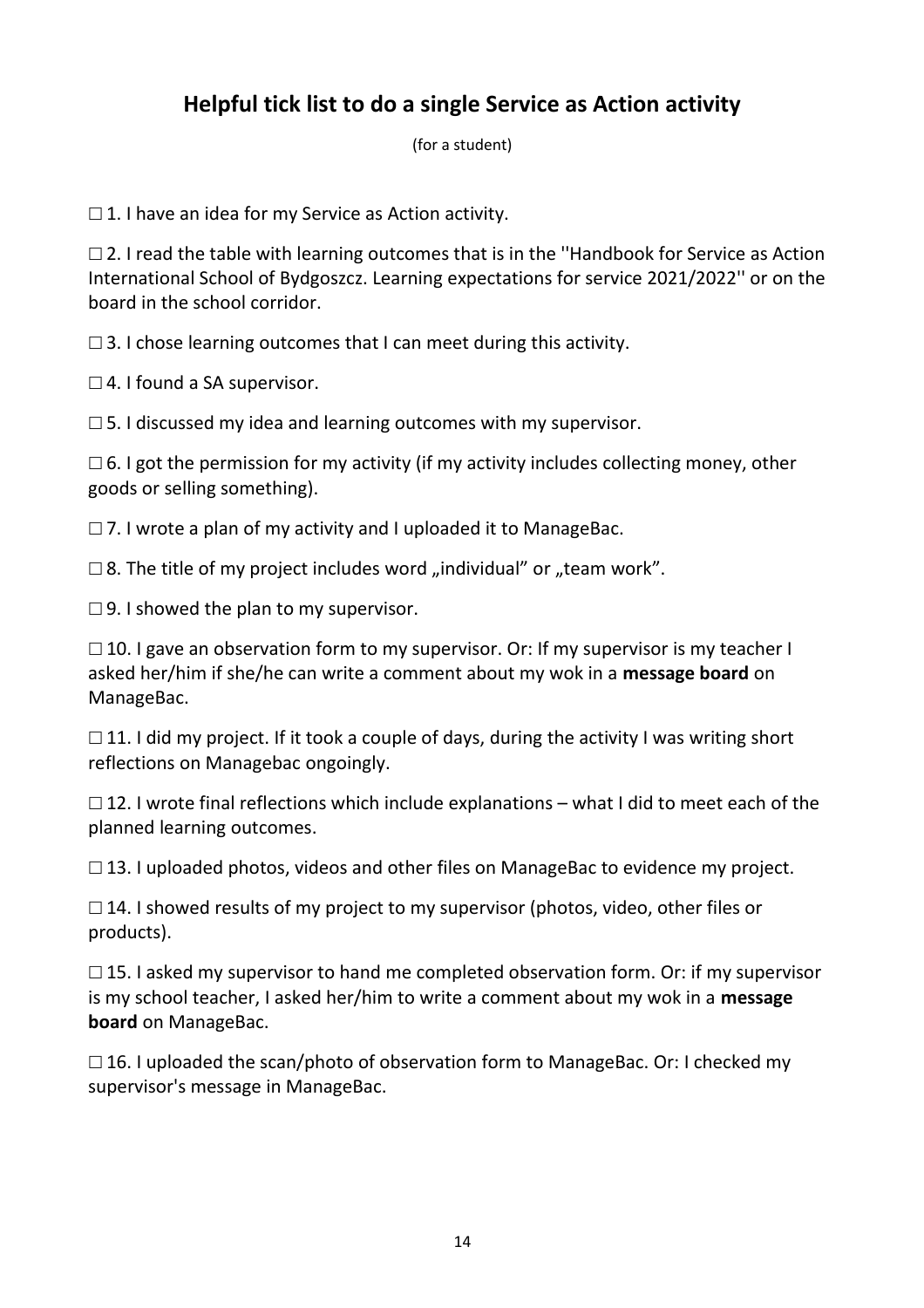## Helpful tick list to do a single Service as Action activity

(for a student)

□ 1. I have an idea for my Service as Action activity.

□ 2. I read the table with learning outcomes that is in the ''Handbook for Service as Action International School of Bydgoszcz. Learning expectations for service 2021/2022'' or on the board in the school corridor.

□ 3. I chose learning outcomes that I can meet during this activity.

□ 4. I found a SA supervisor.

□ 5. I discussed my idea and learning outcomes with my supervisor.

□ 6. I got the permission for my activity (if my activity includes collecting money, other goods or selling something).

□ 7. I wrote a plan of my activity and I uploaded it to ManageBac.

□ 8. The title of my project includes word „individual" or „team work".

□ 9. I showed the plan to my supervisor.

□ 10. I gave an observation form to my supervisor. Or: If my supervisor is my teacher I asked her/him if she/he can write a comment about my wok in a **message board** on ManageBac.

□ 11. I did my project. If it took a couple of days, during the activity I was writing short reflections on Managebac ongoingly.

□ 12. I wrote final reflections which include explanations – what I did to meet each of the planned learning outcomes.

□ 13. I uploaded photos, videos and other files on ManageBac to evidence my project.

□ 14. I showed results of my project to my supervisor (photos, video, other files or products).

□ 15. I asked my supervisor to hand me completed observation form. Or: if my supervisor is my school teacher, I asked her/him to write a comment about my wok in a **message board** on ManageBac.

□ 16. I uploaded the scan/photo of observation form to ManageBac. Or: I checked my supervisor's message in ManageBac.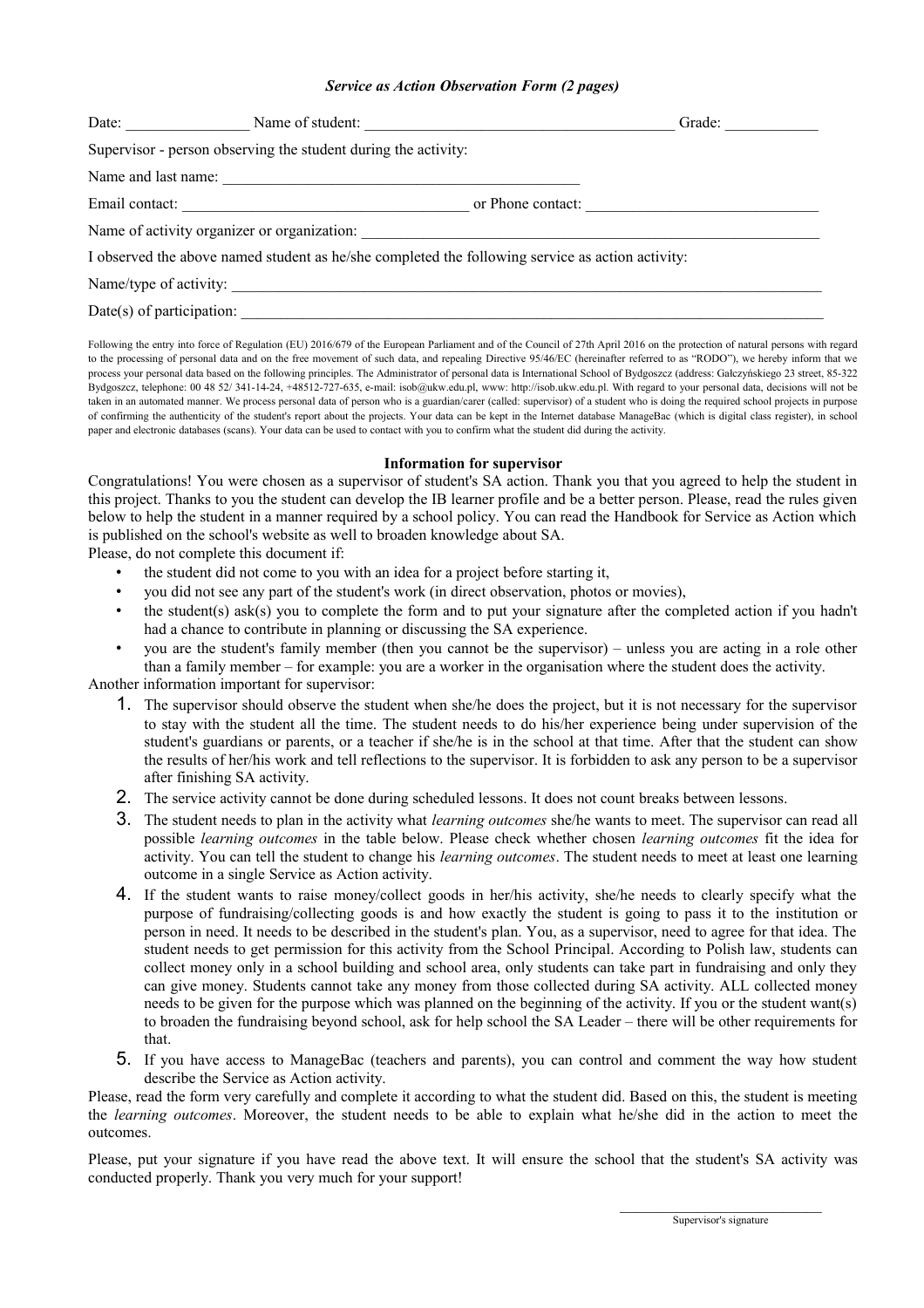*Service as Action Observation Form (2 pages)*

Date: ________________ Name of student: ________________________________________ Grade: ____________

Supervisor - person observing the student during the activity:

Name and last name: ________________________________________________

Email contact: ______________________________________ or Phone contact: ______________________________

Name of activity organizer or organization: ____________________________________________________________

I observed the above named student as he/she completed the following service as action activity:

Name/type of activity: _______________________________________________________________________________

Date(s) of participation: _____________________________________________________________________________

Following the entry into force of Regulation (EU) 2016/679 of the European Parliament and of the Council of 27th April 2016 on the protection of natural persons with regard to the processing of personal data and on the free movement of such data, and repealing Directive 95/46/EC (hereinafter referred to as "RODO"), we hereby inform that we process your personal data based on the following principles. The Administrator of personal data is International School of Bydgoszcz (address: Gałczyńskiego 23 street, 85-322 Bydgoszcz, telephone: 00 48 52/ 341-14-24, +48512-727-635, e-mail: isob@ukw.edu.pl, www: http://isob.ukw.edu.pl. With regard to your personal data, decisions will not be taken in an automated manner. We process personal data of person who is a guardian/carer (called: supervisor) of a student who is doing the required school projects in purpose of confirming the authenticity of the student's report about the projects. Your data can be kept in the Internet database ManageBac (which is digital class register), in school paper and electronic databases (scans). Your data can be used to contact with you to confirm what the student did during the activity.

**Information for supervisor**

Congratulations! You were chosen as a supervisor of student's SA action. Thank you that you agreed to help the student in this project. Thanks to you the student can develop the IB learner profile and be a better person. Please, read the rules given below to help the student in a manner required by a school policy. You can read the Handbook for Service as Action which is published on the school's website as well to broaden knowledge about SA.

Please, do not complete this document if:

- the student did not come to you with an idea for a project before starting it,
- you did not see any part of the student's work (in direct observation, photos or movies),
- the student(s) ask(s) you to complete the form and to put your signature after the completed action if you hadn't had a chance to contribute in planning or discussing the SA experience.
- you are the student's family member (then you cannot be the supervisor) – unless you are acting in a role other than a family member – for example: you are a worker in the organisation where the student does the activity.

Another information important for supervisor:

1. The supervisor should observe the student when she/he does the project, but it is not necessary for the supervisor to stay with the student all the time. The student needs to do his/her experience being under supervision of the student's guardians or parents, or a teacher if she/he is in the school at that time. After that the student can show the results of her/his work and tell reflections to the supervisor. It is forbidden to ask any person to be a supervisor after finishing SA activity.
2. The service activity cannot be done during scheduled lessons. It does not count breaks between lessons.
3. The student needs to plan in the activity what *learning outcomes* she/he wants to meet. The supervisor can read all possible *learning outcomes* in the table below. Please check whether chosen *learning outcomes* fit the idea for activity. You can tell the student to change his *learning outcomes*. The student needs to meet at least one learning outcome in a single Service as Action activity.
4. If the student wants to raise money/collect goods in her/his activity, she/he needs to clearly specify what the purpose of fundraising/collecting goods is and how exactly the student is going to pass it to the institution or person in need. It needs to be described in the student's plan. You, as a supervisor, need to agree for that idea. The student needs to get permission for this activity from the School Principal. According to Polish law, students can collect money only in a school building and school area, only students can take part in fundraising and only they can give money. Students cannot take any money from those collected during SA activity. ALL collected money needs to be given for the purpose which was planned on the beginning of the activity. If you or the student want(s) to broaden the fundraising beyond school, ask for help school the SA Leader – there will be other requirements for that.
5. If you have access to ManageBac (teachers and parents), you can control and comment the way how student describe the Service as Action activity.

Please, read the form very carefully and complete it according to what the student did. Based on this, the student is meeting the *learning outcomes*. Moreover, the student needs to be able to explain what he/she did in the action to meet the outcomes.

Please, put your signature if you have read the above text. It will ensure the school that the student's SA activity was conducted properly. Thank you very much for your support!

______________________________

Supervisor's signature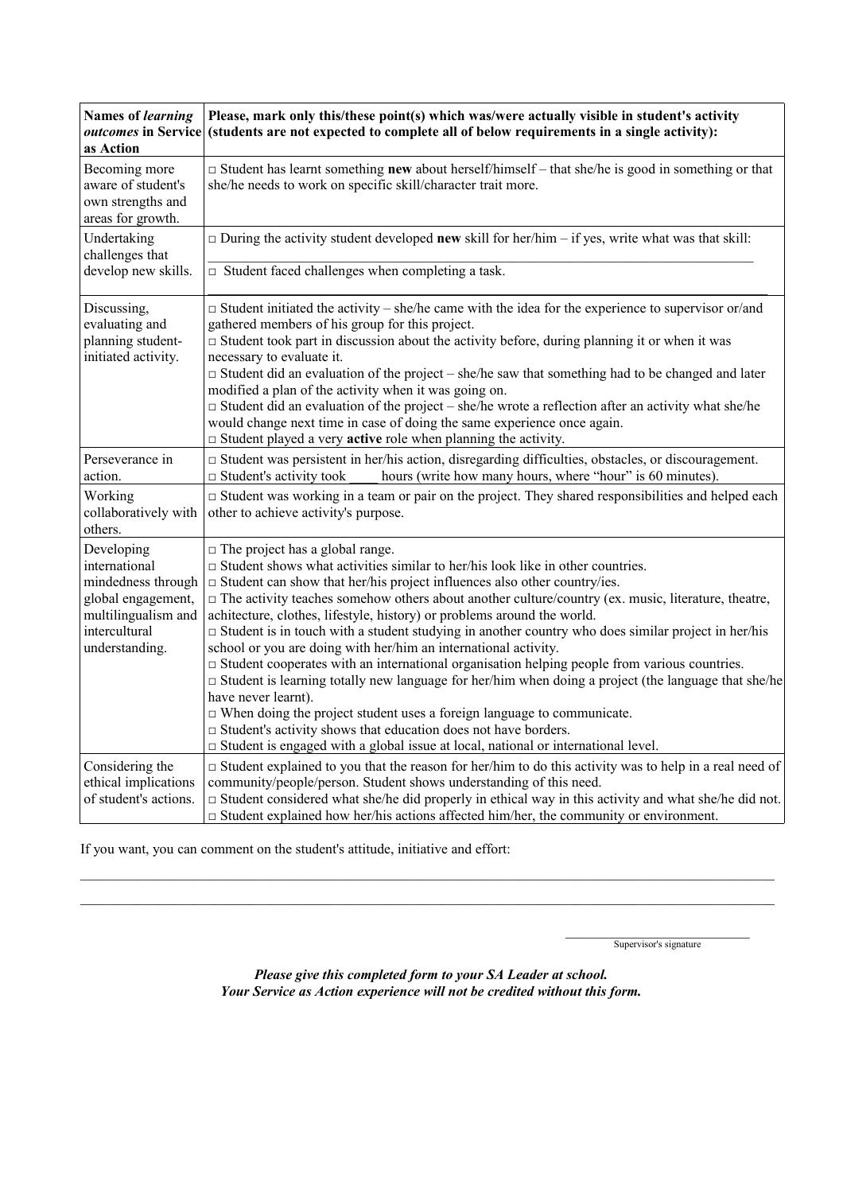| Names of *learning outcomes* in Service as Action | Please, mark only this/these point(s) which was/were actually visible in student's activity (students are not expected to complete all of below requirements in a single activity): |
|---|---|
| Becoming more aware of student's own strengths and areas for growth. | □ Student has learnt something **new** about herself/himself – that she/he is good in something or that she/he needs to work on specific skill/character trait more. |
| Undertaking challenges that develop new skills. | □ During the activity student developed **new** skill for her/him – if yes, write what was that skill: ______________________________ <br> □ Student faced challenges when completing a task. |
| Discussing, evaluating and planning student-initiated activity. | □ Student initiated the activity – she/he came with the idea for the experience to supervisor or/and gathered members of his group for this project. <br> □ Student took part in discussion about the activity before, during planning it or when it was necessary to evaluate it. <br> □ Student did an evaluation of the project – she/he saw that something had to be changed and later modified a plan of the activity when it was going on. <br> □ Student did an evaluation of the project – she/he wrote a reflection after an activity what she/he would change next time in case of doing the same experience once again. <br> □ Student played a very **active** role when planning the activity. |
| Perseverance in action. | □ Student was persistent in her/his action, disregarding difficulties, obstacles, or discouragement. <br> □ Student's activity took ____ hours (write how many hours, where "hour" is 60 minutes). |
| Working collaboratively with others. | □ Student was working in a team or pair on the project. They shared responsibilities and helped each other to achieve activity's purpose. |
| Developing international mindedness through global engagement, multilingualism and intercultural understanding. | □ The project has a global range. <br> □ Student shows what activities similar to her/his look like in other countries. <br> □ Student can show that her/his project influences also other country/ies. <br> □ The activity teaches somehow others about another culture/country (ex. music, literature, theatre, achitecture, clothes, lifestyle, history) or problems around the world. <br> □ Student is in touch with a student studying in another country who does similar project in her/his school or you are doing with her/him an international activity. <br> □ Student cooperates with an international organisation helping people from various countries. <br> □ Student is learning totally new language for her/him when doing a project (the language that she/he have never learnt). <br> □ When doing the project student uses a foreign language to communicate. <br> □ Student's activity shows that education does not have borders. <br> □ Student is engaged with a global issue at local, national or international level. |
| Considering the ethical implications of student's actions. | □ Student explained to you that the reason for her/him to do this activity was to help in a real need of community/people/person. Student shows understanding of this need. <br> □ Student considered what she/he did properly in ethical way in this activity and what she/he did not. <br> □ Student explained how her/his actions affected him/her, the community or environment. |

If you want, you can comment on the student's attitude, initiative and effort:

______________________________________________________________________________

______________________________________________________________________________

______________________________
Supervisor's signature

***Please give this completed form to your SA Leader at school.***
***Your Service as Action experience will not be credited without this form.***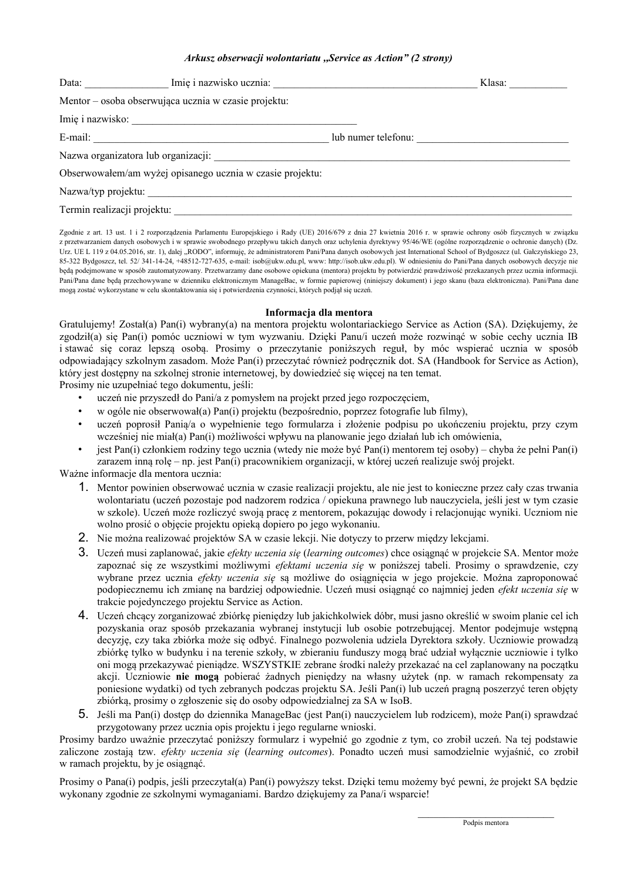*Arkusz obserwacji wolontariatu „Service as Action" (2 strony)*

Data: _______________ Imię i nazwisko ucznia: ________________________________________ Klasa: ___________

Mentor – osoba obserwująca ucznia w czasie projektu:

Imię i nazwisko: ____________________________________________

E-mail: ______________________________________________ lub numer telefonu: ____________________________

Nazwa organizatora lub organizacji: ______________________________________________________________________

Obserwowałem/am wyżej opisanego ucznia w czasie projektu:

Nazwa/typ projektu: _________________________________________________________________________________

Termin realizacji projektu: ____________________________________________________________________________

Zgodnie z art. 13 ust. 1 i 2 rozporządzenia Parlamentu Europejskiego i Rady (UE) 2016/679 z dnia 27 kwietnia 2016 r. w sprawie ochrony osób fizycznych w związku z przetwarzaniem danych osobowych i w sprawie swobodnego przepływu takich danych oraz uchylenia dyrektywy 95/46/WE (ogólne rozporządzenie o ochronie danych) (Dz. Urz. UE L 119 z 04.05.2016, str. 1), dalej „RODO", informuję, że administratorem Pani/Pana danych osobowych jest International School of Bydgoszcz (ul. Gałczyńskiego 23, 85-322 Bydgoszcz, tel. 52/ 341-14-24, +48512-727-635, e-mail: isob@ukw.edu.pl, www: http://isob.ukw.edu.pl). W odniesieniu do Pani/Pana danych osobowych decyzje nie będą podejmowane w sposób zautomatyzowany. Przetwarzamy dane osobowe opiekuna (mentora) projektu by potwierdzić prawdziwość przekazanych przez ucznia informacji. Pani/Pana dane będą przechowywane w dzienniku elektronicznym ManageBac, w formie papierowej (niniejszy dokument) i jego skanu (baza elektroniczna). Pani/Pana dane mogą zostać wykorzystane w celu skontaktowania się i potwierdzenia czynności, których podjął się uczeń.

**Informacja dla mentora**

Gratulujemy! Został(a) Pan(i) wybrany(a) na mentora projektu wolontariackiego Service as Action (SA). Dziękujemy, że zgodził(a) się Pan(i) pomóc uczniowi w tym wyzwaniu. Dzięki Panu/i uczeń może rozwinąć w sobie cechy ucznia IB i stawać się coraz lepszą osobą. Prosimy o przeczytanie poniższych reguł, by móc wspierać ucznia w sposób odpowiadający szkolnym zasadom. Może Pan(i) przeczytać również podręcznik dot. SA (Handbook for Service as Action), który jest dostępny na szkolnej stronie internetowej, by dowiedzieć się więcej na ten temat.

Prosimy nie uzupełniać tego dokumentu, jeśli:

- uczeń nie przyszedł do Pani/a z pomysłem na projekt przed jego rozpoczęciem,
- w ogóle nie obserwował(a) Pan(i) projektu (bezpośrednio, poprzez fotografie lub filmy),
- uczeń poprosił Panią/a o wypełnienie tego formularza i złożenie podpisu po ukończeniu projektu, przy czym wcześniej nie miał(a) Pan(i) możliwości wpływu na planowanie jego działań lub ich omówienia,
- jest Pan(i) członkiem rodziny tego ucznia (wtedy nie może być Pan(i) mentorem tej osoby) – chyba że pełni Pan(i) zarazem inną rolę – np. jest Pan(i) pracownikiem organizacji, w której uczeń realizuje swój projekt.

Ważne informacje dla mentora ucznia:

1. Mentor powinien obserwować ucznia w czasie realizacji projektu, ale nie jest to konieczne przez cały czas trwania wolontariatu (uczeń pozostaje pod nadzorem rodzica / opiekuna prawnego lub nauczyciela, jeśli jest w tym czasie w szkole). Uczeń może rozliczyć swoją pracę z mentorem, pokazując dowody i relacjonując wyniki. Uczniom nie wolno prosić o objęcie projektu opieką dopiero po jego wykonaniu.
2. Nie można realizować projektów SA w czasie lekcji. Nie dotyczy to przerw między lekcjami.
3. Uczeń musi zaplanować, jakie *efekty uczenia się* (*learning outcomes*) chce osiągnąć w projekcie SA. Mentor może zapoznać się ze wszystkimi możliwymi *efektami uczenia się* w poniższej tabeli. Prosimy o sprawdzenie, czy wybrane przez ucznia *efekty uczenia się* są możliwe do osiągnięcia w jego projekcie. Można zaproponować podopiecznemu ich zmianę na bardziej odpowiednie. Uczeń musi osiągnąć co najmniej jeden *efekt uczenia się* w trakcie pojedynczego projektu Service as Action.
4. Uczeń chcący zorganizować zbiórkę pieniędzy lub jakichkolwiek dóbr, musi jasno określić w swoim planie cel ich pozyskania oraz sposób przekazania wybranej instytucji lub osobie potrzebującej. Mentor podejmuje wstępną decyzję, czy taka zbiórka może się odbyć. Finalnego pozwolenia udziela Dyrektora szkoły. Uczniowie prowadzą zbiórkę tylko w budynku i na terenie szkoły, w zbieraniu funduszy mogą brać udział wyłącznie uczniowie i tylko oni mogą przekazywać pieniądze. WSZYSTKIE zebrane środki należy przekazać na cel zaplanowany na początku akcji. Uczniowie **nie mogą** pobierać żadnych pieniędzy na własny użytek (np. w ramach rekompensaty za poniesione wydatki) od tych zebranych podczas projektu SA. Jeśli Pan(i) lub uczeń pragną poszerzyć teren objęty zbiórką, prosimy o zgłoszenie się do osoby odpowiedzialnej za SA w IsoB.
5. Jeśli ma Pan(i) dostęp do dziennika ManageBac (jest Pan(i) nauczycielem lub rodzicem), może Pan(i) sprawdzać przygotowany przez ucznia opis projektu i jego regularne wnioski.

Prosimy bardzo uważnie przeczytać poniższy formularz i wypełnić go zgodnie z tym, co zrobił uczeń. Na tej podstawie zaliczone zostają tzw. *efekty uczenia się* (*learning outcomes*). Ponadto uczeń musi samodzielnie wyjaśnić, co zrobił w ramach projektu, by je osiągnąć.

Prosimy o Pana(i) podpis, jeśli przeczytał(a) Pan(i) powyższy tekst. Dzięki temu możemy być pewni, że projekt SA będzie wykonany zgodnie ze szkolnymi wymaganiami. Bardzo dziękujemy za Pana/i wsparcie!

______________________________
Podpis mentora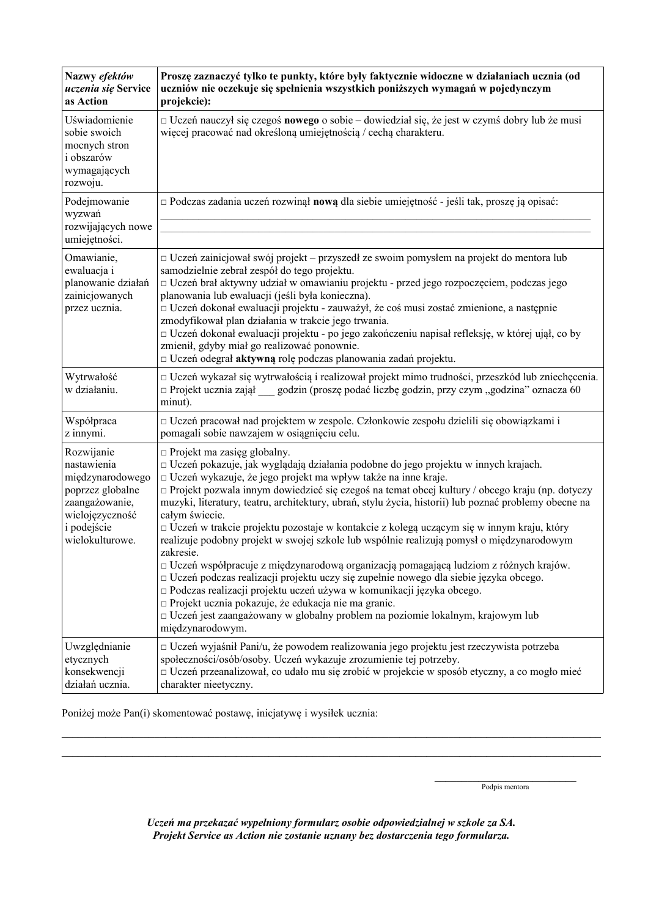| Nazwy *efektów uczenia się* Service as Action | **Proszę zaznaczyć tylko te punkty, które były faktycznie widoczne w działaniach ucznia (od uczniów nie oczekuje się spełnienia wszystkich poniższych wymagań w pojedynczym projekcie):** |
|---|---|
| Uświadomienie sobie swoich mocnych stron i obszarów wymagających rozwoju. | □ Uczeń nauczył się czegoś **nowego** o sobie – dowiedział się, że jest w czymś dobry lub że musi więcej pracować nad określoną umiejętnością / cechą charakteru. |
| Podejmowanie wyzwań rozwijających nowe umiejętności. | □ Podczas zadania uczeń rozwinął **nową** dla siebie umiejętność - jeśli tak, proszę ją opisać: ______________________________ ______________________________ |
| Omawianie, ewaluacja i planowanie działań zainicjowanych przez ucznia. | □ Uczeń zainicjował swój projekt – przyszedł ze swoim pomysłem na projekt do mentora lub samodzielnie zebrał zespół do tego projektu.<br>□ Uczeń brał aktywny udział w omawianiu projektu - przed jego rozpoczęciem, podczas jego planowania lub ewaluacji (jeśli była konieczna).<br>□ Uczeń dokonał ewaluacji projektu - zauważył, że coś musi zostać zmienione, a następnie zmodyfikował plan działania w trakcie jego trwania.<br>□ Uczeń dokonał ewaluacji projektu - po jego zakończeniu napisał refleksję, w której ujął, co by zmienił, gdyby miał go realizować ponownie.<br>□ Uczeń odegrał **aktywną** rolę podczas planowania zadań projektu. |
| Wytrwałość w działaniu. | □ Uczeń wykazał się wytrwałością i realizował projekt mimo trudności, przeszkód lub zniechęcenia.<br>□ Projekt ucznia zajął ___ godzin (proszę podać liczbę godzin, przy czym „godzina" oznacza 60 minut). |
| Współpraca z innymi. | □ Uczeń pracował nad projektem w zespole. Członkowie zespołu dzielili się obowiązkami i pomagali sobie nawzajem w osiągnięciu celu. |
| Rozwijanie nastawienia międzynarodowego poprzez globalne zaangażowanie, wielojęzyczność i podejście wielokulturowe. | □ Projekt ma zasięg globalny.<br>□ Uczeń pokazuje, jak wyglądają działania podobne do jego projektu w innych krajach.<br>□ Uczeń wykazuje, że jego projekt ma wpływ także na inne kraje.<br>□ Projekt pozwala innym dowiedzieć się czegoś na temat obcej kultury / obcego kraju (np. dotyczy muzyki, literatury, teatru, architektury, ubrań, stylu życia, historii) lub poznać problemy obecne na całym świecie.<br>□ Uczeń w trakcie projektu pozostaje w kontakcie z kolegą uczącym się w innym kraju, który realizuje podobny projekt w swojej szkole lub wspólnie realizują pomysł o międzynarodowym zakresie.<br>□ Uczeń współpracuje z międzynarodową organizacją pomagającą ludziom z różnych krajów.<br>□ Uczeń podczas realizacji projektu uczy się zupełnie nowego dla siebie języka obcego.<br>□ Podczas realizacji projektu uczeń używa w komunikacji języka obcego.<br>□ Projekt ucznia pokazuje, że edukacja nie ma granic.<br>□ Uczeń jest zaangażowany w globalny problem na poziomie lokalnym, krajowym lub międzynarodowym. |
| Uwzględnianie etycznych konsekwencji działań ucznia. | □ Uczeń wyjaśnił Pani/u, że powodem realizowania jego projektu jest rzeczywista potrzeba społeczności/osób/osoby. Uczeń wykazuje zrozumienie tej potrzeby.<br>□ Uczeń przeanalizował, co udało mu się zrobić w projekcie w sposób etyczny, a co mogło mieć charakter nieetyczny. |

Poniżej może Pan(i) skomentować postawę, inicjatywę i wysiłek ucznia:

______________________________________________________________________________

______________________________________________________________________________

______________________________
Podpis mentora

***Uczeń ma przekazać wypełniony formularz osobie odpowiedzialnej w szkole za SA.***
***Projekt Service as Action nie zostanie uznany bez dostarczenia tego formularza.***